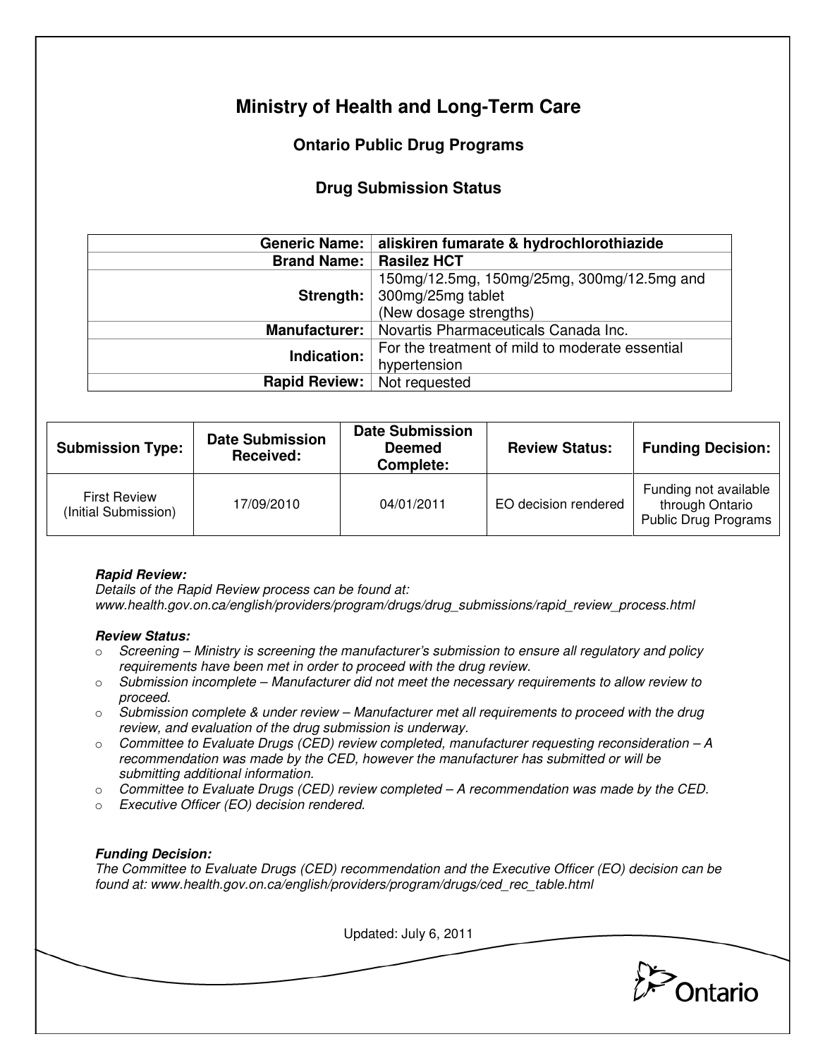# Ministry of Health and Long-Term Care

## Ontario Public Drug Programs

### Drug Submission Status

| | |
|---|---|
| **Generic Name:** | **aliskiren fumarate & hydrochlorothiazide** |
| **Brand Name:** | **Rasilez HCT** |
| **Strength:** | 150mg/12.5mg, 150mg/25mg, 300mg/12.5mg and 300mg/25mg tablet (New dosage strengths) |
| **Manufacturer:** | Novartis Pharmaceuticals Canada Inc. |
| **Indication:** | For the treatment of mild to moderate essential hypertension |
| **Rapid Review:** | Not requested |

| Submission Type: | Date Submission Received: | Date Submission Deemed Complete: | Review Status: | Funding Decision: |
|---|---|---|---|---|
| First Review (Initial Submission) | 17/09/2010 | 04/01/2011 | EO decision rendered | Funding not available through Ontario Public Drug Programs |

***Rapid Review:***
*Details of the Rapid Review process can be found at:*
*www.health.gov.on.ca/english/providers/program/drugs/drug_submissions/rapid_review_process.html*

***Review Status:***

- *Screening – Ministry is screening the manufacturer's submission to ensure all regulatory and policy requirements have been met in order to proceed with the drug review.*
- *Submission incomplete – Manufacturer did not meet the necessary requirements to allow review to proceed.*
- *Submission complete & under review – Manufacturer met all requirements to proceed with the drug review, and evaluation of the drug submission is underway.*
- *Committee to Evaluate Drugs (CED) review completed, manufacturer requesting reconsideration – A recommendation was made by the CED, however the manufacturer has submitted or will be submitting additional information.*
- *Committee to Evaluate Drugs (CED) review completed – A recommendation was made by the CED.*
- *Executive Officer (EO) decision rendered.*

***Funding Decision:***
*The Committee to Evaluate Drugs (CED) recommendation and the Executive Officer (EO) decision can be found at: www.health.gov.on.ca/english/providers/program/drugs/ced_rec_table.html*

Updated: July 6, 2011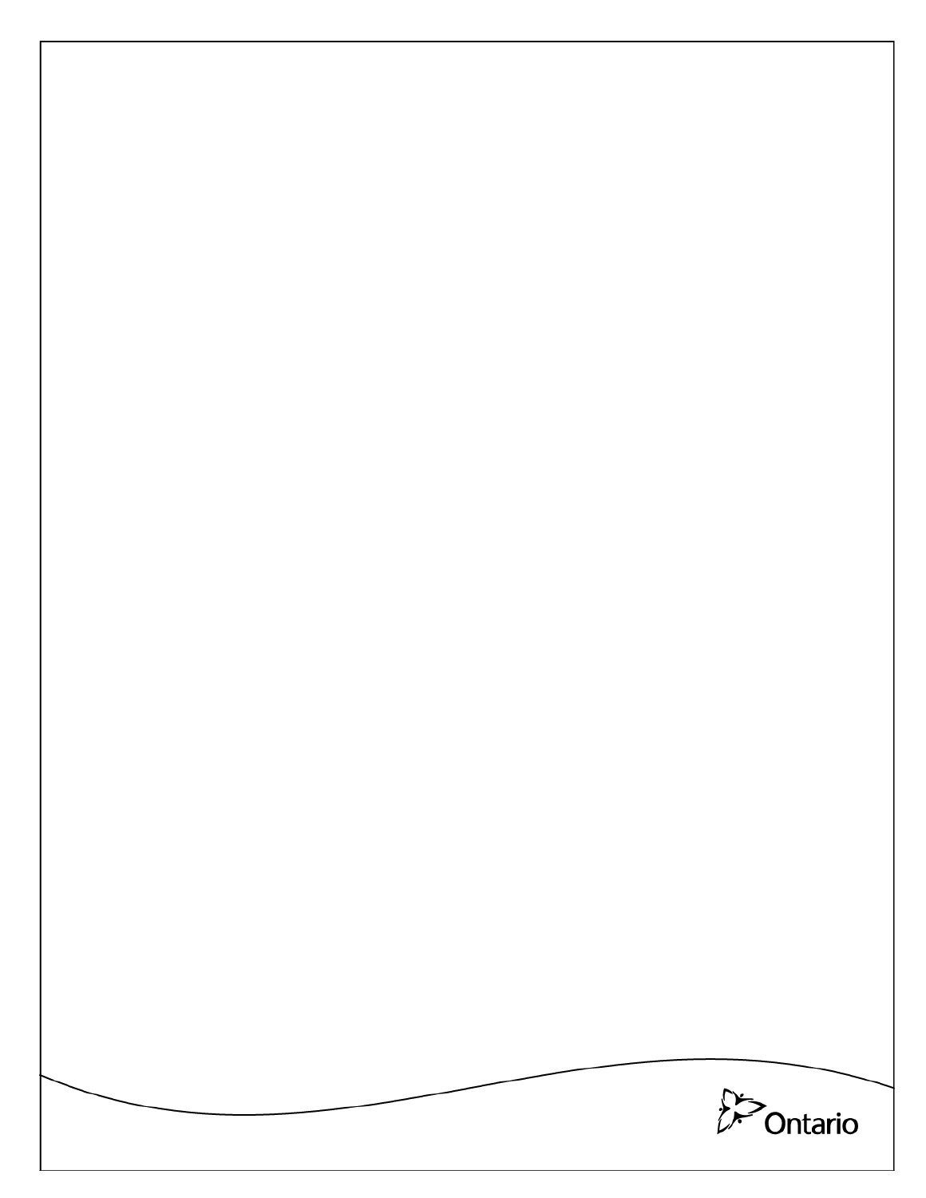Ontario